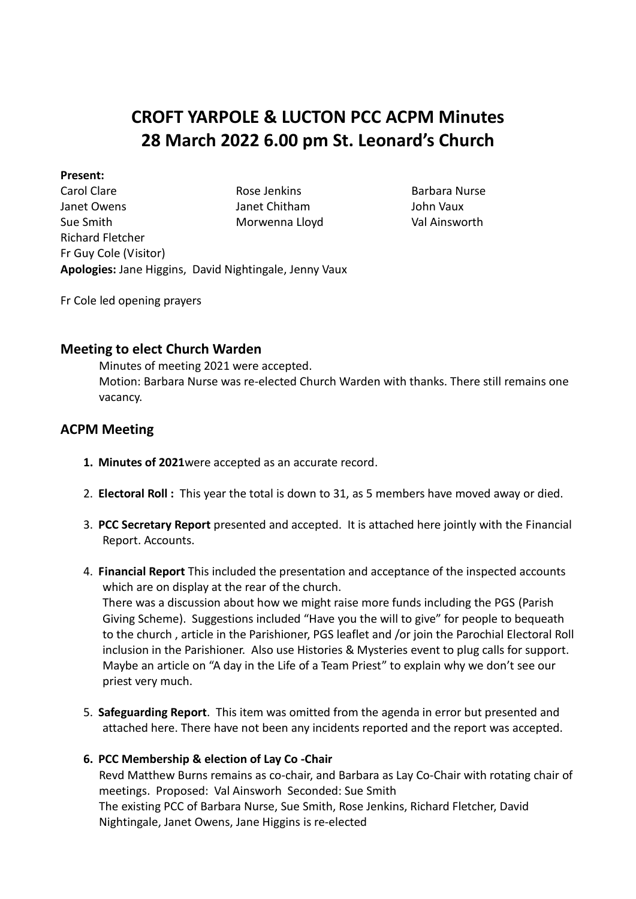# CROFT YARPOLE & LUCTON PCC ACPM Minutes
# 28 March 2022 6.00 pm St. Leonard's Church

**Present:**

| | | |
|---|---|---|
| Carol Clare | Rose Jenkins | Barbara Nurse |
| Janet Owens | Janet Chitham | John Vaux |
| Sue Smith | Morwenna Lloyd | Val Ainsworth |
| Richard Fletcher | | |
| Fr Guy Cole (Visitor) | | |

**Apologies:** Jane Higgins, David Nightingale, Jenny Vaux

Fr Cole led opening prayers

## Meeting to elect Church Warden

Minutes of meeting 2021 were accepted.
Motion: Barbara Nurse was re-elected Church Warden with thanks. There still remains one vacancy.

## ACPM Meeting

1. **Minutes of 2021**were accepted as an accurate record.

2. **Electoral Roll :** This year the total is down to 31, as 5 members have moved away or died.

3. **PCC Secretary Report** presented and accepted. It is attached here jointly with the Financial Report. Accounts.

4. **Financial Report** This included the presentation and acceptance of the inspected accounts which are on display at the rear of the church.
   There was a discussion about how we might raise more funds including the PGS (Parish Giving Scheme). Suggestions included "Have you the will to give" for people to bequeath to the church , article in the Parishioner, PGS leaflet and /or join the Parochial Electoral Roll inclusion in the Parishioner. Also use Histories & Mysteries event to plug calls for support. Maybe an article on "A day in the Life of a Team Priest" to explain why we don't see our priest very much.

5. **Safeguarding Report**. This item was omitted from the agenda in error but presented and attached here. There have not been any incidents reported and the report was accepted.

6. **PCC Membership & election of Lay Co -Chair**
   Revd Matthew Burns remains as co-chair, and Barbara as Lay Co-Chair with rotating chair of meetings. Proposed: Val Ainsworh Seconded: Sue Smith
   The existing PCC of Barbara Nurse, Sue Smith, Rose Jenkins, Richard Fletcher, David Nightingale, Janet Owens, Jane Higgins is re-elected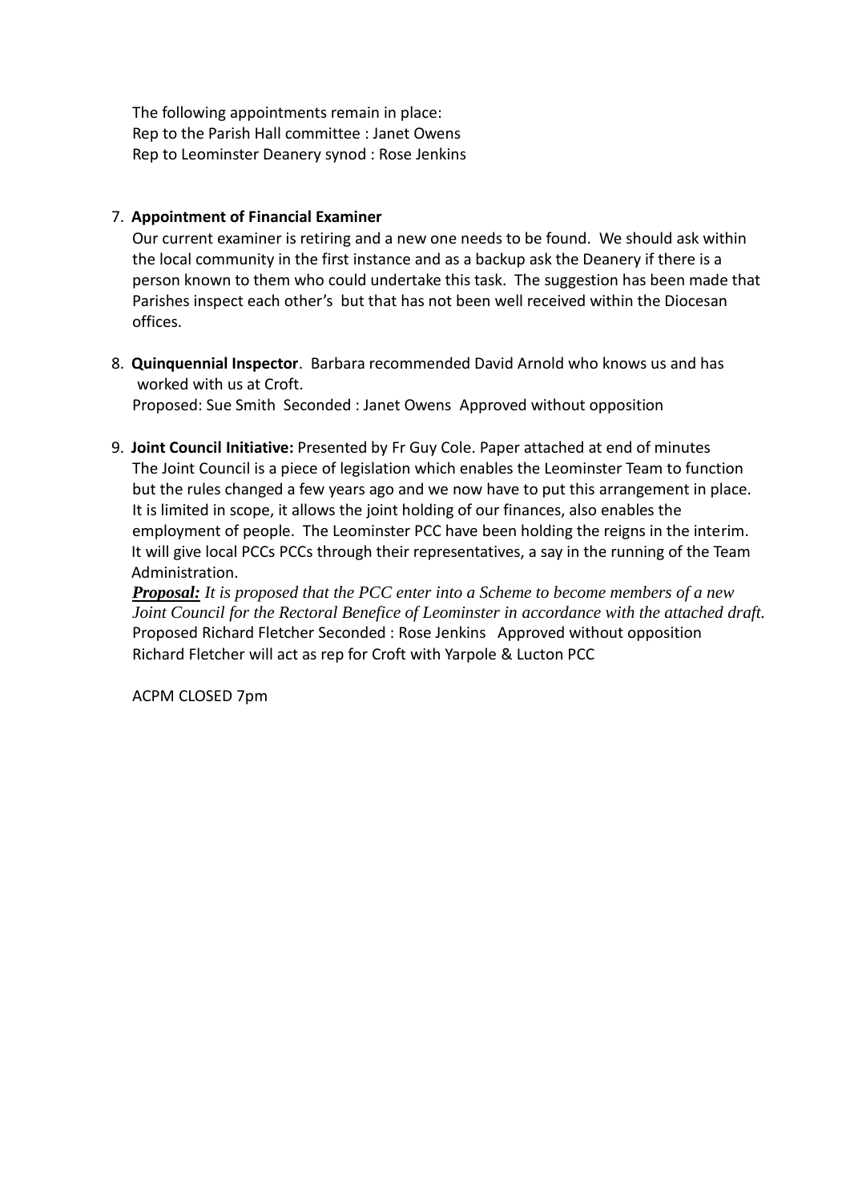The following appointments remain in place:
Rep to the Parish Hall committee : Janet Owens
Rep to Leominster Deanery synod : Rose Jenkins

7. **Appointment of Financial Examiner**

   Our current examiner is retiring and a new one needs to be found. We should ask within the local community in the first instance and as a backup ask the Deanery if there is a person known to them who could undertake this task. The suggestion has been made that Parishes inspect each other's but that has not been well received within the Diocesan offices.

8. **Quinquennial Inspector**. Barbara recommended David Arnold who knows us and has worked with us at Croft.

   Proposed: Sue Smith Seconded : Janet Owens Approved without opposition

9. **Joint Council Initiative:** Presented by Fr Guy Cole. Paper attached at end of minutes

   The Joint Council is a piece of legislation which enables the Leominster Team to function but the rules changed a few years ago and we now have to put this arrangement in place. It is limited in scope, it allows the joint holding of our finances, also enables the employment of people. The Leominster PCC have been holding the reigns in the interim. It will give local PCCs PCCs through their representatives, a say in the running of the Team Administration.

   ***Proposal:*** *It is proposed that the PCC enter into a Scheme to become members of a new Joint Council for the Rectoral Benefice of Leominster in accordance with the attached draft.*

   Proposed Richard Fletcher Seconded : Rose Jenkins Approved without opposition

   Richard Fletcher will act as rep for Croft with Yarpole & Lucton PCC

ACPM CLOSED 7pm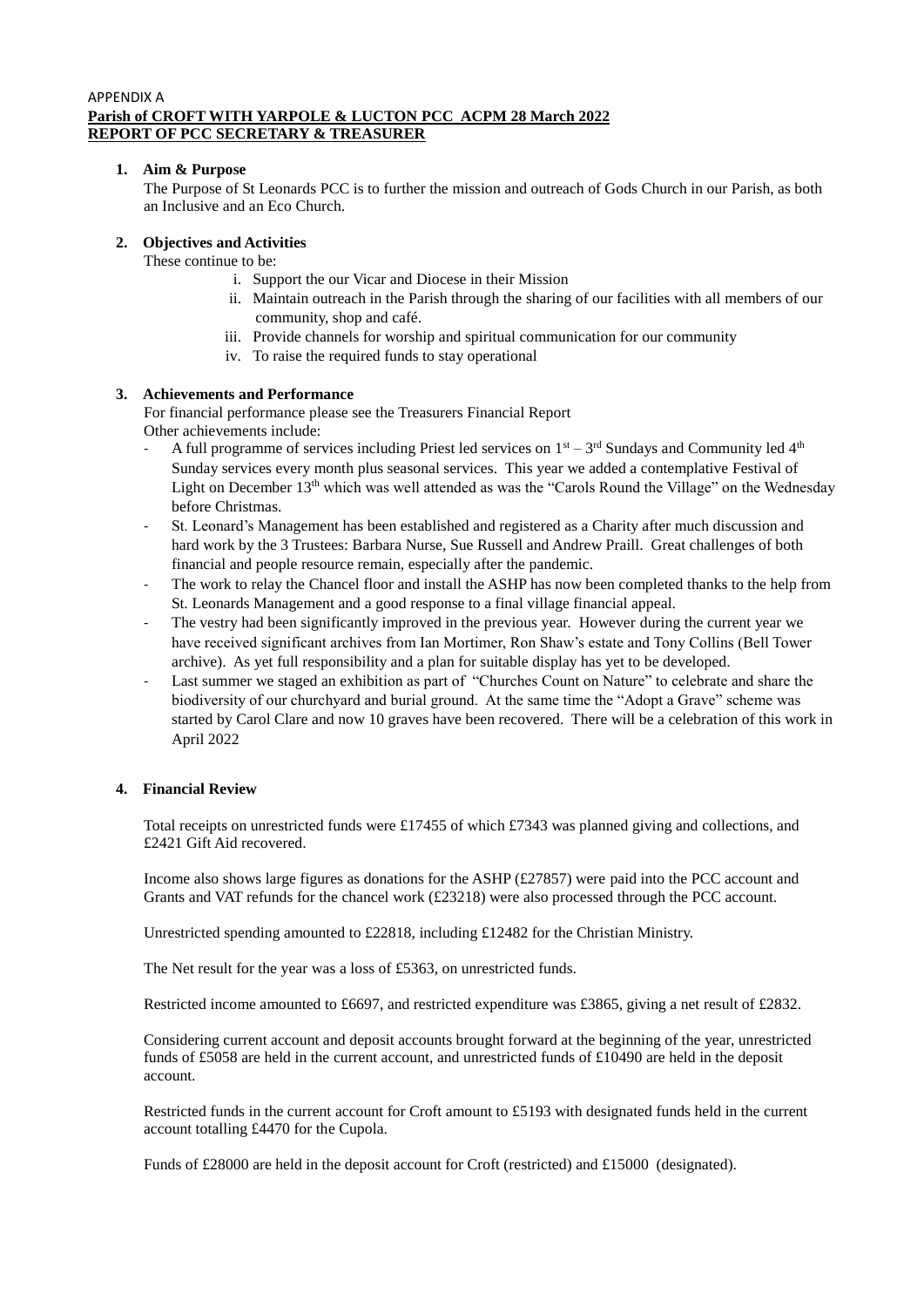APPENDIX A

**Parish of CROFT WITH YARPOLE & LUCTON PCC ACPM 28 March 2022**
**REPORT OF PCC SECRETARY & TREASURER**

1. **Aim & Purpose**

   The Purpose of St Leonards PCC is to further the mission and outreach of Gods Church in our Parish, as both an Inclusive and an Eco Church.

2. **Objectives and Activities**

   These continue to be:

   i. Support the our Vicar and Diocese in their Mission
   ii. Maintain outreach in the Parish through the sharing of our facilities with all members of our community, shop and café.
   iii. Provide channels for worship and spiritual communication for our community
   iv. To raise the required funds to stay operational

3. **Achievements and Performance**

   For financial performance please see the Treasurers Financial Report

   Other achievements include:

   - A full programme of services including Priest led services on 1st – 3rd Sundays and Community led 4th Sunday services every month plus seasonal services. This year we added a contemplative Festival of Light on December 13th which was well attended as was the "Carols Round the Village" on the Wednesday before Christmas.
   - St. Leonard's Management has been established and registered as a Charity after much discussion and hard work by the 3 Trustees: Barbara Nurse, Sue Russell and Andrew Praill. Great challenges of both financial and people resource remain, especially after the pandemic.
   - The work to relay the Chancel floor and install the ASHP has now been completed thanks to the help from St. Leonards Management and a good response to a final village financial appeal.
   - The vestry had been significantly improved in the previous year. However during the current year we have received significant archives from Ian Mortimer, Ron Shaw's estate and Tony Collins (Bell Tower archive). As yet full responsibility and a plan for suitable display has yet to be developed.
   - Last summer we staged an exhibition as part of "Churches Count on Nature" to celebrate and share the biodiversity of our churchyard and burial ground. At the same time the "Adopt a Grave" scheme was started by Carol Clare and now 10 graves have been recovered. There will be a celebration of this work in April 2022

4. **Financial Review**

   Total receipts on unrestricted funds were £17455 of which £7343 was planned giving and collections, and £2421 Gift Aid recovered.

   Income also shows large figures as donations for the ASHP (£27857) were paid into the PCC account and Grants and VAT refunds for the chancel work (£23218) were also processed through the PCC account.

   Unrestricted spending amounted to £22818, including £12482 for the Christian Ministry.

   The Net result for the year was a loss of £5363, on unrestricted funds.

   Restricted income amounted to £6697, and restricted expenditure was £3865, giving a net result of £2832.

   Considering current account and deposit accounts brought forward at the beginning of the year, unrestricted funds of £5058 are held in the current account, and unrestricted funds of £10490 are held in the deposit account.

   Restricted funds in the current account for Croft amount to £5193 with designated funds held in the current account totalling £4470 for the Cupola.

   Funds of £28000 are held in the deposit account for Croft (restricted) and £15000 (designated).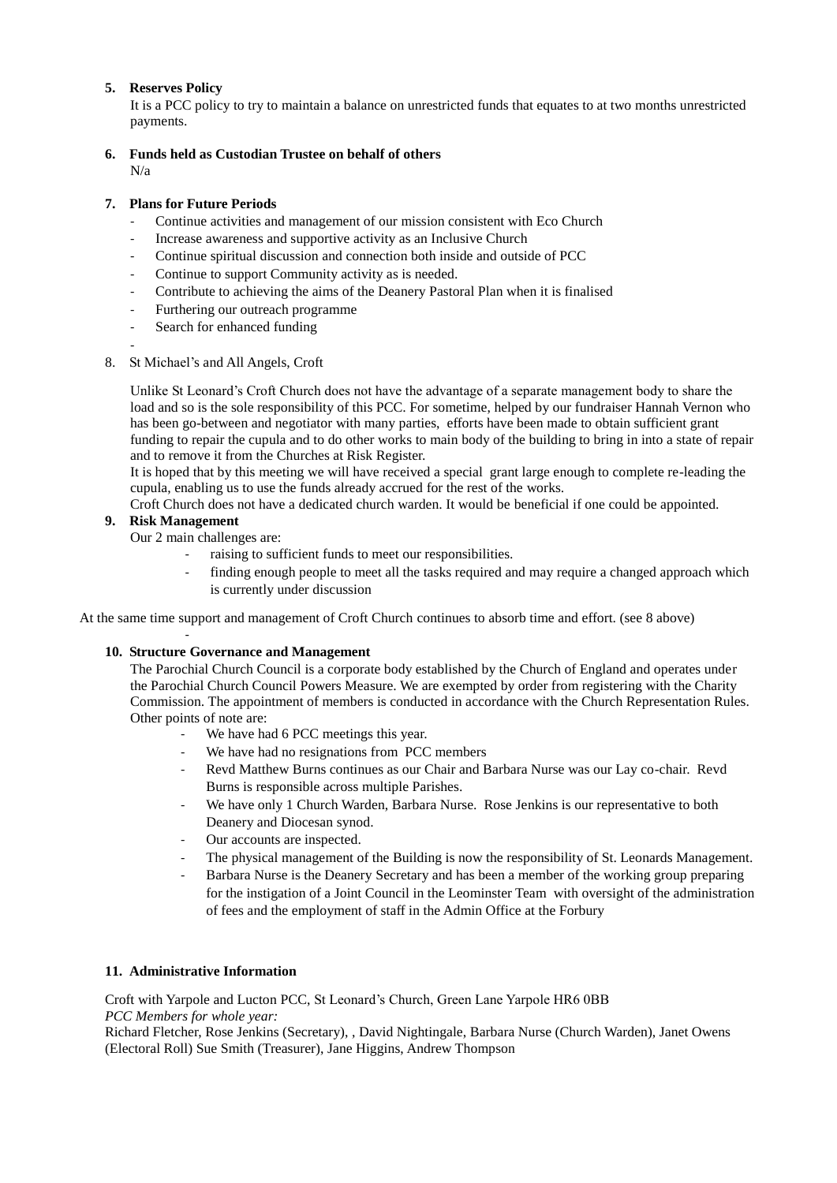5. **Reserves Policy**

   It is a PCC policy to try to maintain a balance on unrestricted funds that equates to at two months unrestricted payments.

6. **Funds held as Custodian Trustee on behalf of others**

   N/a

7. **Plans for Future Periods**
   - Continue activities and management of our mission consistent with Eco Church
   - Increase awareness and supportive activity as an Inclusive Church
   - Continue spiritual discussion and connection both inside and outside of PCC
   - Continue to support Community activity as is needed.
   - Contribute to achieving the aims of the Deanery Pastoral Plan when it is finalised
   - Furthering our outreach programme
   - Search for enhanced funding
   -

8. St Michael's and All Angels, Croft

   Unlike St Leonard's Croft Church does not have the advantage of a separate management body to share the load and so is the sole responsibility of this PCC. For sometime, helped by our fundraiser Hannah Vernon who has been go-between and negotiator with many parties, efforts have been made to obtain sufficient grant funding to repair the cupula and to do other works to main body of the building to bring in into a state of repair and to remove it from the Churches at Risk Register.

   It is hoped that by this meeting we will have received a special grant large enough to complete re-leading the cupula, enabling us to use the funds already accrued for the rest of the works.

   Croft Church does not have a dedicated church warden. It would be beneficial if one could be appointed.

9. **Risk Management**

   Our 2 main challenges are:
   - raising to sufficient funds to meet our responsibilities.
   - finding enough people to meet all the tasks required and may require a changed approach which is currently under discussion

At the same time support and management of Croft Church continues to absorb time and effort. (see 8 above)

-

10. **Structure Governance and Management**

    The Parochial Church Council is a corporate body established by the Church of England and operates under the Parochial Church Council Powers Measure. We are exempted by order from registering with the Charity Commission. The appointment of members is conducted in accordance with the Church Representation Rules. Other points of note are:
    - We have had 6 PCC meetings this year.
    - We have had no resignations from PCC members
    - Revd Matthew Burns continues as our Chair and Barbara Nurse was our Lay co-chair. Revd Burns is responsible across multiple Parishes.
    - We have only 1 Church Warden, Barbara Nurse. Rose Jenkins is our representative to both Deanery and Diocesan synod.
    - Our accounts are inspected.
    - The physical management of the Building is now the responsibility of St. Leonards Management.
    - Barbara Nurse is the Deanery Secretary and has been a member of the working group preparing for the instigation of a Joint Council in the Leominster Team with oversight of the administration of fees and the employment of staff in the Admin Office at the Forbury

11. **Administrative Information**

Croft with Yarpole and Lucton PCC, St Leonard's Church, Green Lane Yarpole HR6 0BB

*PCC Members for whole year:*

Richard Fletcher, Rose Jenkins (Secretary), , David Nightingale, Barbara Nurse (Church Warden), Janet Owens (Electoral Roll) Sue Smith (Treasurer), Jane Higgins, Andrew Thompson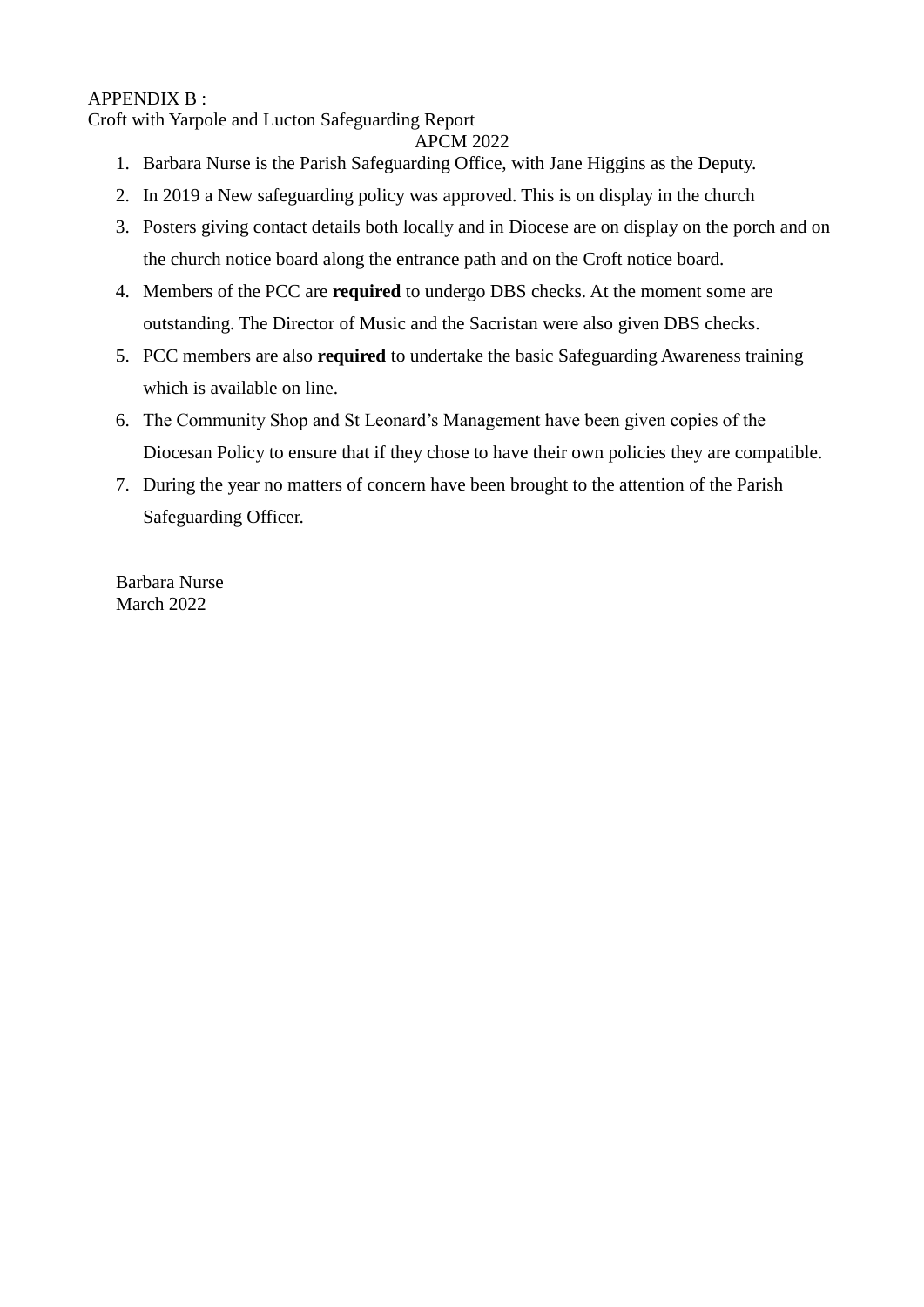APPENDIX B :

Croft with Yarpole and Lucton Safeguarding Report

APCM 2022

1. Barbara Nurse is the Parish Safeguarding Office, with Jane Higgins as the Deputy.
2. In 2019 a New safeguarding policy was approved. This is on display in the church
3. Posters giving contact details both locally and in Diocese are on display on the porch and on the church notice board along the entrance path and on the Croft notice board.
4. Members of the PCC are **required** to undergo DBS checks. At the moment some are outstanding. The Director of Music and the Sacristan were also given DBS checks.
5. PCC members are also **required** to undertake the basic Safeguarding Awareness training which is available on line.
6. The Community Shop and St Leonard's Management have been given copies of the Diocesan Policy to ensure that if they chose to have their own policies they are compatible.
7. During the year no matters of concern have been brought to the attention of the Parish Safeguarding Officer.

Barbara Nurse

March 2022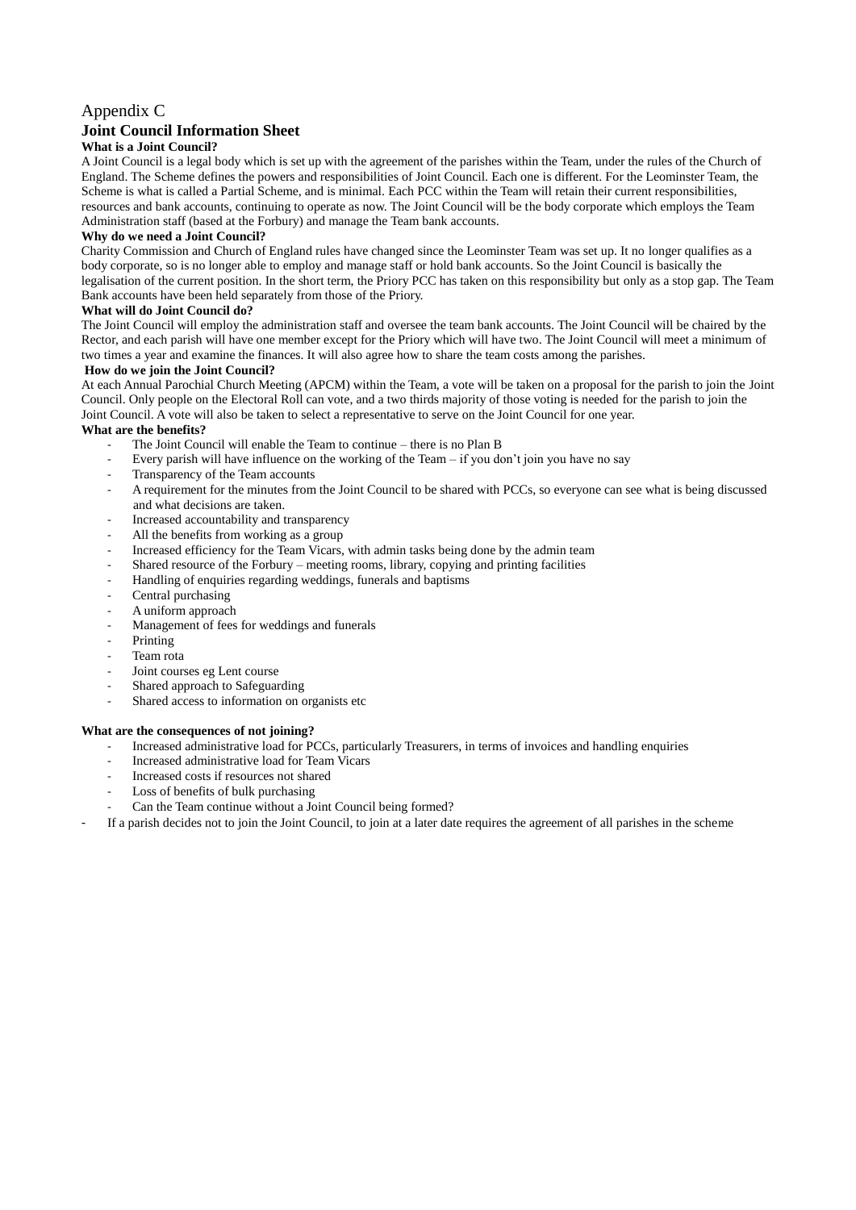# Appendix C

## Joint Council Information Sheet

**What is a Joint Council?**

A Joint Council is a legal body which is set up with the agreement of the parishes within the Team, under the rules of the Church of England. The Scheme defines the powers and responsibilities of Joint Council. Each one is different. For the Leominster Team, the Scheme is what is called a Partial Scheme, and is minimal. Each PCC within the Team will retain their current responsibilities, resources and bank accounts, continuing to operate as now. The Joint Council will be the body corporate which employs the Team Administration staff (based at the Forbury) and manage the Team bank accounts.

**Why do we need a Joint Council?**

Charity Commission and Church of England rules have changed since the Leominster Team was set up. It no longer qualifies as a body corporate, so is no longer able to employ and manage staff or hold bank accounts. So the Joint Council is basically the legalisation of the current position. In the short term, the Priory PCC has taken on this responsibility but only as a stop gap. The Team Bank accounts have been held separately from those of the Priory.

**What will do Joint Council do?**

The Joint Council will employ the administration staff and oversee the team bank accounts. The Joint Council will be chaired by the Rector, and each parish will have one member except for the Priory which will have two. The Joint Council will meet a minimum of two times a year and examine the finances. It will also agree how to share the team costs among the parishes.

**How do we join the Joint Council?**

At each Annual Parochial Church Meeting (APCM) within the Team, a vote will be taken on a proposal for the parish to join the Joint Council. Only people on the Electoral Roll can vote, and a two thirds majority of those voting is needed for the parish to join the Joint Council. A vote will also be taken to select a representative to serve on the Joint Council for one year.

**What are the benefits?**

- The Joint Council will enable the Team to continue – there is no Plan B
- Every parish will have influence on the working of the Team – if you don't join you have no say
- Transparency of the Team accounts
- A requirement for the minutes from the Joint Council to be shared with PCCs, so everyone can see what is being discussed and what decisions are taken.
- Increased accountability and transparency
- All the benefits from working as a group
- Increased efficiency for the Team Vicars, with admin tasks being done by the admin team
- Shared resource of the Forbury – meeting rooms, library, copying and printing facilities
- Handling of enquiries regarding weddings, funerals and baptisms
- Central purchasing
- A uniform approach
- Management of fees for weddings and funerals
- Printing
- Team rota
- Joint courses eg Lent course
- Shared approach to Safeguarding
- Shared access to information on organists etc

**What are the consequences of not joining?**

- Increased administrative load for PCCs, particularly Treasurers, in terms of invoices and handling enquiries
- Increased administrative load for Team Vicars
- Increased costs if resources not shared
- Loss of benefits of bulk purchasing
- Can the Team continue without a Joint Council being formed?
- If a parish decides not to join the Joint Council, to join at a later date requires the agreement of all parishes in the scheme